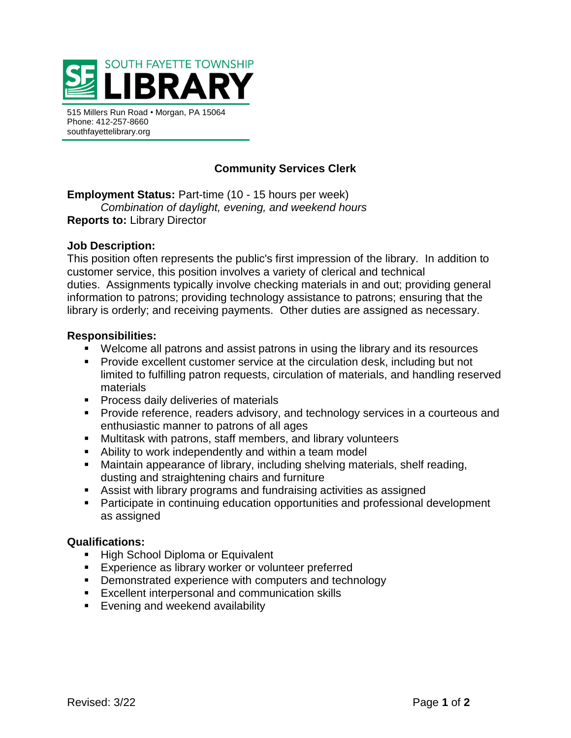SOUTH FAYETTE TOWNSHIP LIBRARY

515 Millers Run Road • Morgan, PA 15064
Phone: 412-257-8660
southfayettelibrary.org

# Community Services Clerk

**Employment Status:** Part-time (10 - 15 hours per week)
*Combination of daylight, evening, and weekend hours*
**Reports to:** Library Director

**Job Description:**
This position often represents the public's first impression of the library. In addition to customer service, this position involves a variety of clerical and technical duties. Assignments typically involve checking materials in and out; providing general information to patrons; providing technology assistance to patrons; ensuring that the library is orderly; and receiving payments. Other duties are assigned as necessary.

**Responsibilities:**

- Welcome all patrons and assist patrons in using the library and its resources
- Provide excellent customer service at the circulation desk, including but not limited to fulfilling patron requests, circulation of materials, and handling reserved materials
- Process daily deliveries of materials
- Provide reference, readers advisory, and technology services in a courteous and enthusiastic manner to patrons of all ages
- Multitask with patrons, staff members, and library volunteers
- Ability to work independently and within a team model
- Maintain appearance of library, including shelving materials, shelf reading, dusting and straightening chairs and furniture
- Assist with library programs and fundraising activities as assigned
- Participate in continuing education opportunities and professional development as assigned

**Qualifications:**

- High School Diploma or Equivalent
- Experience as library worker or volunteer preferred
- Demonstrated experience with computers and technology
- Excellent interpersonal and communication skills
- Evening and weekend availability

Revised: 3/22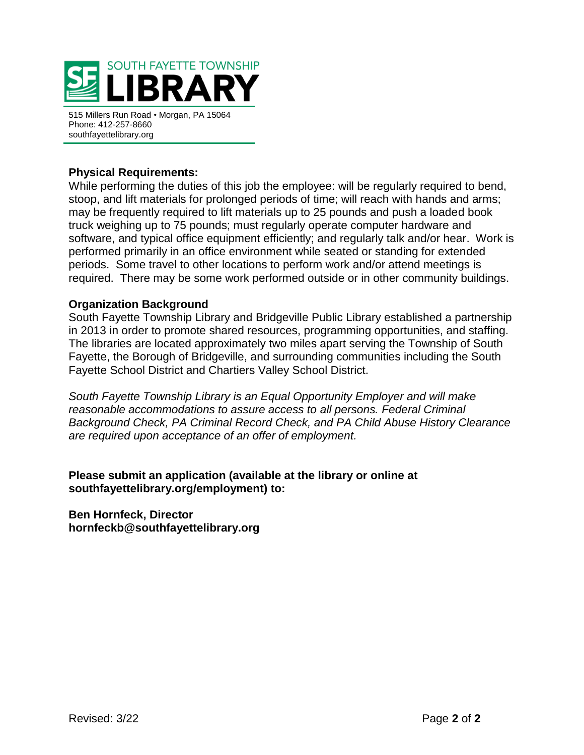SOUTH FAYETTE TOWNSHIP LIBRARY

515 Millers Run Road • Morgan, PA 15064
Phone: 412-257-8660
southfayettelibrary.org

**Physical Requirements:**
While performing the duties of this job the employee: will be regularly required to bend, stoop, and lift materials for prolonged periods of time; will reach with hands and arms; may be frequently required to lift materials up to 25 pounds and push a loaded book truck weighing up to 75 pounds; must regularly operate computer hardware and software, and typical office equipment efficiently; and regularly talk and/or hear. Work is performed primarily in an office environment while seated or standing for extended periods. Some travel to other locations to perform work and/or attend meetings is required. There may be some work performed outside or in other community buildings.

**Organization Background**
South Fayette Township Library and Bridgeville Public Library established a partnership in 2013 in order to promote shared resources, programming opportunities, and staffing. The libraries are located approximately two miles apart serving the Township of South Fayette, the Borough of Bridgeville, and surrounding communities including the South Fayette School District and Chartiers Valley School District.

*South Fayette Township Library is an Equal Opportunity Employer and will make reasonable accommodations to assure access to all persons. Federal Criminal Background Check, PA Criminal Record Check, and PA Child Abuse History Clearance are required upon acceptance of an offer of employment.*

**Please submit an application (available at the library or online at southfayettelibrary.org/employment) to:**

**Ben Hornfeck, Director**
**hornfeckb@southfayettelibrary.org**

Revised: 3/22